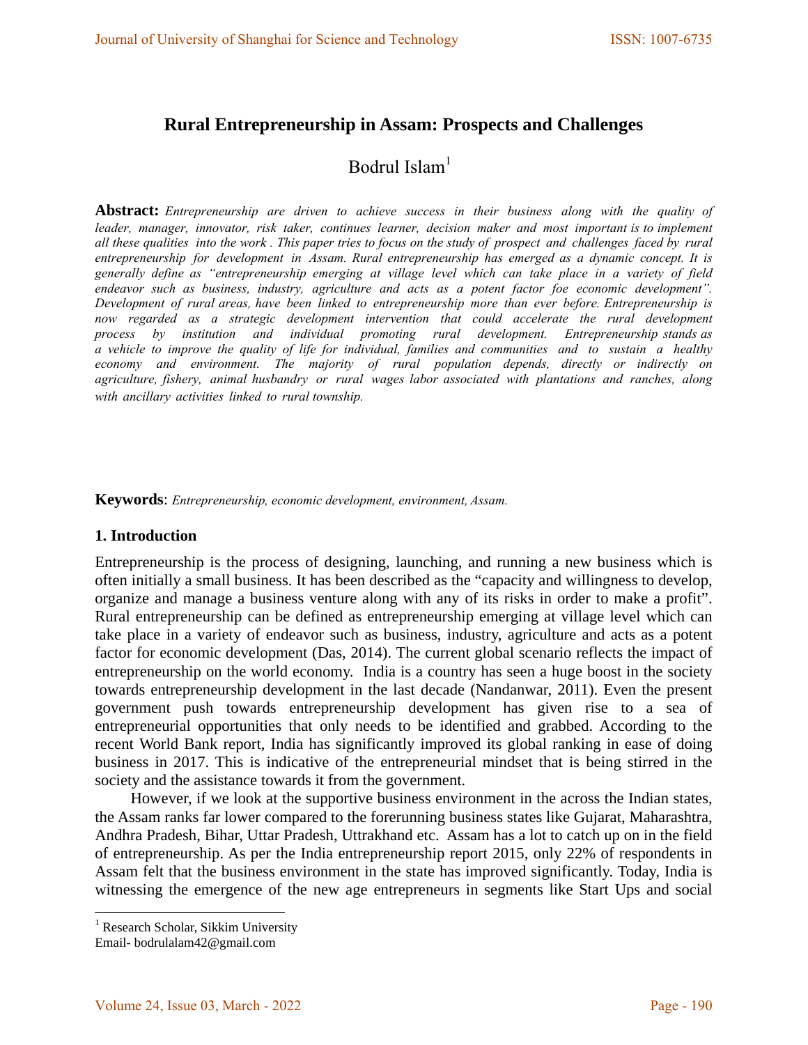# Rural Entrepreneurship in Assam: Prospects and Challenges

Bodrul Islam[1]

**Abstract:** *Entrepreneurship are driven to achieve success in their business along with the quality of leader, manager, innovator, risk taker, continues learner, decision maker and most important is to implement all these qualities into the work . This paper tries to focus on the study of prospect and challenges faced by rural entrepreneurship for development in Assam. Rural entrepreneurship has emerged as a dynamic concept. It is generally define as "entrepreneurship emerging at village level which can take place in a variety of field endeavor such as business, industry, agriculture and acts as a potent factor foe economic development". Development of rural areas, have been linked to entrepreneurship more than ever before. Entrepreneurship is now regarded as a strategic development intervention that could accelerate the rural development process by institution and individual promoting rural development. Entrepreneurship stands as a vehicle to improve the quality of life for individual, families and communities and to sustain a healthy economy and environment. The majority of rural population depends, directly or indirectly on agriculture, fishery, animal husbandry or rural wages labor associated with plantations and ranches, along with ancillary activities linked to rural township.*

**Keywords**: *Entrepreneurship, economic development, environment, Assam.*

## 1. Introduction

Entrepreneurship is the process of designing, launching, and running a new business which is often initially a small business. It has been described as the "capacity and willingness to develop, organize and manage a business venture along with any of its risks in order to make a profit". Rural entrepreneurship can be defined as entrepreneurship emerging at village level which can take place in a variety of endeavor such as business, industry, agriculture and acts as a potent factor for economic development (Das, 2014). The current global scenario reflects the impact of entrepreneurship on the world economy. India is a country has seen a huge boost in the society towards entrepreneurship development in the last decade (Nandanwar, 2011). Even the present government push towards entrepreneurship development has given rise to a sea of entrepreneurial opportunities that only needs to be identified and grabbed. According to the recent World Bank report, India has significantly improved its global ranking in ease of doing business in 2017. This is indicative of the entrepreneurial mindset that is being stirred in the society and the assistance towards it from the government.

However, if we look at the supportive business environment in the across the Indian states, the Assam ranks far lower compared to the forerunning business states like Gujarat, Maharashtra, Andhra Pradesh, Bihar, Uttar Pradesh, Uttrakhand etc. Assam has a lot to catch up on in the field of entrepreneurship. As per the India entrepreneurship report 2015, only 22% of respondents in Assam felt that the business environment in the state has improved significantly. Today, India is witnessing the emergence of the new age entrepreneurs in segments like Start Ups and social

---

[1] Research Scholar, Sikkim University
Email- bodrulalam42@gmail.com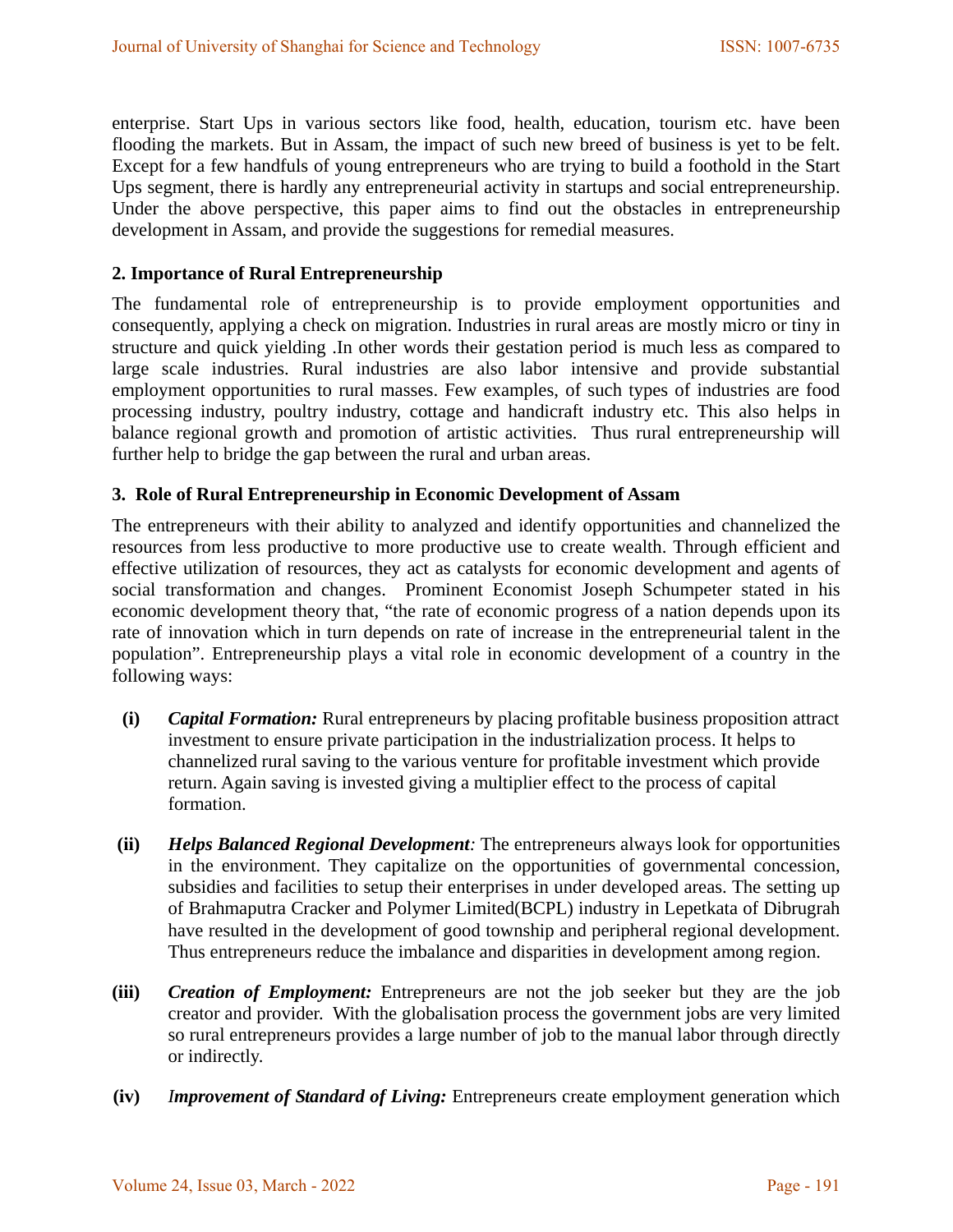enterprise. Start Ups in various sectors like food, health, education, tourism etc. have been flooding the markets. But in Assam, the impact of such new breed of business is yet to be felt. Except for a few handfuls of young entrepreneurs who are trying to build a foothold in the Start Ups segment, there is hardly any entrepreneurial activity in startups and social entrepreneurship. Under the above perspective, this paper aims to find out the obstacles in entrepreneurship development in Assam, and provide the suggestions for remedial measures.

## 2. Importance of Rural Entrepreneurship

The fundamental role of entrepreneurship is to provide employment opportunities and consequently, applying a check on migration. Industries in rural areas are mostly micro or tiny in structure and quick yielding .In other words their gestation period is much less as compared to large scale industries. Rural industries are also labor intensive and provide substantial employment opportunities to rural masses. Few examples, of such types of industries are food processing industry, poultry industry, cottage and handicraft industry etc. This also helps in balance regional growth and promotion of artistic activities. Thus rural entrepreneurship will further help to bridge the gap between the rural and urban areas.

## 3. Role of Rural Entrepreneurship in Economic Development of Assam

The entrepreneurs with their ability to analyzed and identify opportunities and channelized the resources from less productive to more productive use to create wealth. Through efficient and effective utilization of resources, they act as catalysts for economic development and agents of social transformation and changes. Prominent Economist Joseph Schumpeter stated in his economic development theory that, "the rate of economic progress of a nation depends upon its rate of innovation which in turn depends on rate of increase in the entrepreneurial talent in the population". Entrepreneurship plays a vital role in economic development of a country in the following ways:

**(i)** ***Capital Formation:*** Rural entrepreneurs by placing profitable business proposition attract investment to ensure private participation in the industrialization process. It helps to channelized rural saving to the various venture for profitable investment which provide return. Again saving is invested giving a multiplier effect to the process of capital formation.

**(ii)** ***Helps Balanced Regional Development****:* The entrepreneurs always look for opportunities in the environment. They capitalize on the opportunities of governmental concession, subsidies and facilities to setup their enterprises in under developed areas. The setting up of Brahmaputra Cracker and Polymer Limited(BCPL) industry in Lepetkata of Dibrugrah have resulted in the development of good township and peripheral regional development. Thus entrepreneurs reduce the imbalance and disparities in development among region.

**(iii)** ***Creation of Employment:*** Entrepreneurs are not the job seeker but they are the job creator and provider. With the globalisation process the government jobs are very limited so rural entrepreneurs provides a large number of job to the manual labor through directly or indirectly.

**(iv)** ***Improvement of Standard of Living:*** Entrepreneurs create employment generation which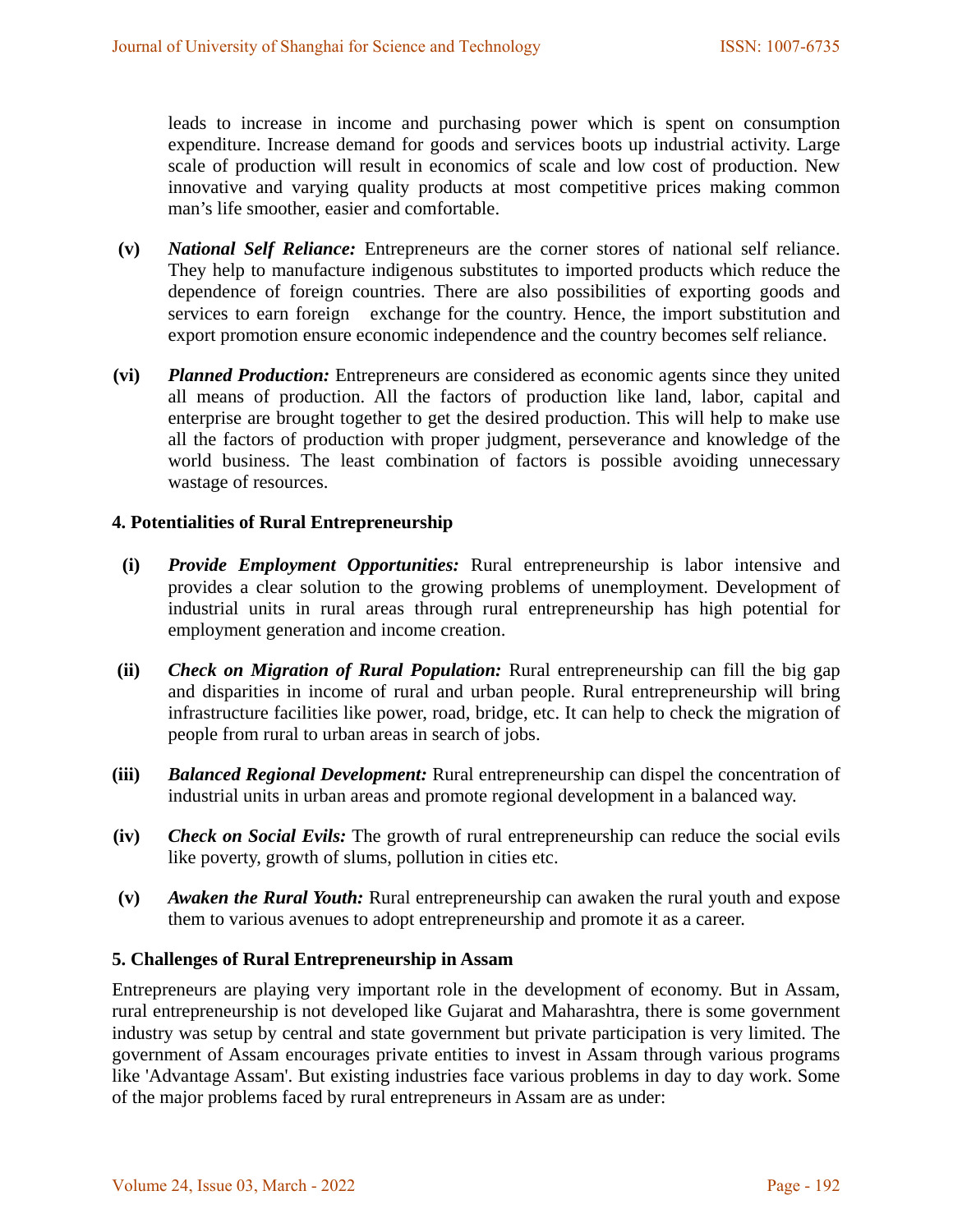leads to increase in income and purchasing power which is spent on consumption expenditure. Increase demand for goods and services boots up industrial activity. Large scale of production will result in economics of scale and low cost of production. New innovative and varying quality products at most competitive prices making common man's life smoother, easier and comfortable.

**(v)** ***National Self Reliance:*** Entrepreneurs are the corner stores of national self reliance. They help to manufacture indigenous substitutes to imported products which reduce the dependence of foreign countries. There are also possibilities of exporting goods and services to earn foreign exchange for the country. Hence, the import substitution and export promotion ensure economic independence and the country becomes self reliance.

**(vi)** ***Planned Production:*** Entrepreneurs are considered as economic agents since they united all means of production. All the factors of production like land, labor, capital and enterprise are brought together to get the desired production. This will help to make use all the factors of production with proper judgment, perseverance and knowledge of the world business. The least combination of factors is possible avoiding unnecessary wastage of resources.

## 4. Potentialities of Rural Entrepreneurship

**(i)** ***Provide Employment Opportunities:*** Rural entrepreneurship is labor intensive and provides a clear solution to the growing problems of unemployment. Development of industrial units in rural areas through rural entrepreneurship has high potential for employment generation and income creation.

**(ii)** ***Check on Migration of Rural Population:*** Rural entrepreneurship can fill the big gap and disparities in income of rural and urban people. Rural entrepreneurship will bring infrastructure facilities like power, road, bridge, etc. It can help to check the migration of people from rural to urban areas in search of jobs.

**(iii)** ***Balanced Regional Development:*** Rural entrepreneurship can dispel the concentration of industrial units in urban areas and promote regional development in a balanced way.

**(iv)** ***Check on Social Evils:*** The growth of rural entrepreneurship can reduce the social evils like poverty, growth of slums, pollution in cities etc.

**(v)** ***Awaken the Rural Youth:*** Rural entrepreneurship can awaken the rural youth and expose them to various avenues to adopt entrepreneurship and promote it as a career.

## 5. Challenges of Rural Entrepreneurship in Assam

Entrepreneurs are playing very important role in the development of economy. But in Assam, rural entrepreneurship is not developed like Gujarat and Maharashtra, there is some government industry was setup by central and state government but private participation is very limited. The government of Assam encourages private entities to invest in Assam through various programs like 'Advantage Assam'. But existing industries face various problems in day to day work. Some of the major problems faced by rural entrepreneurs in Assam are as under: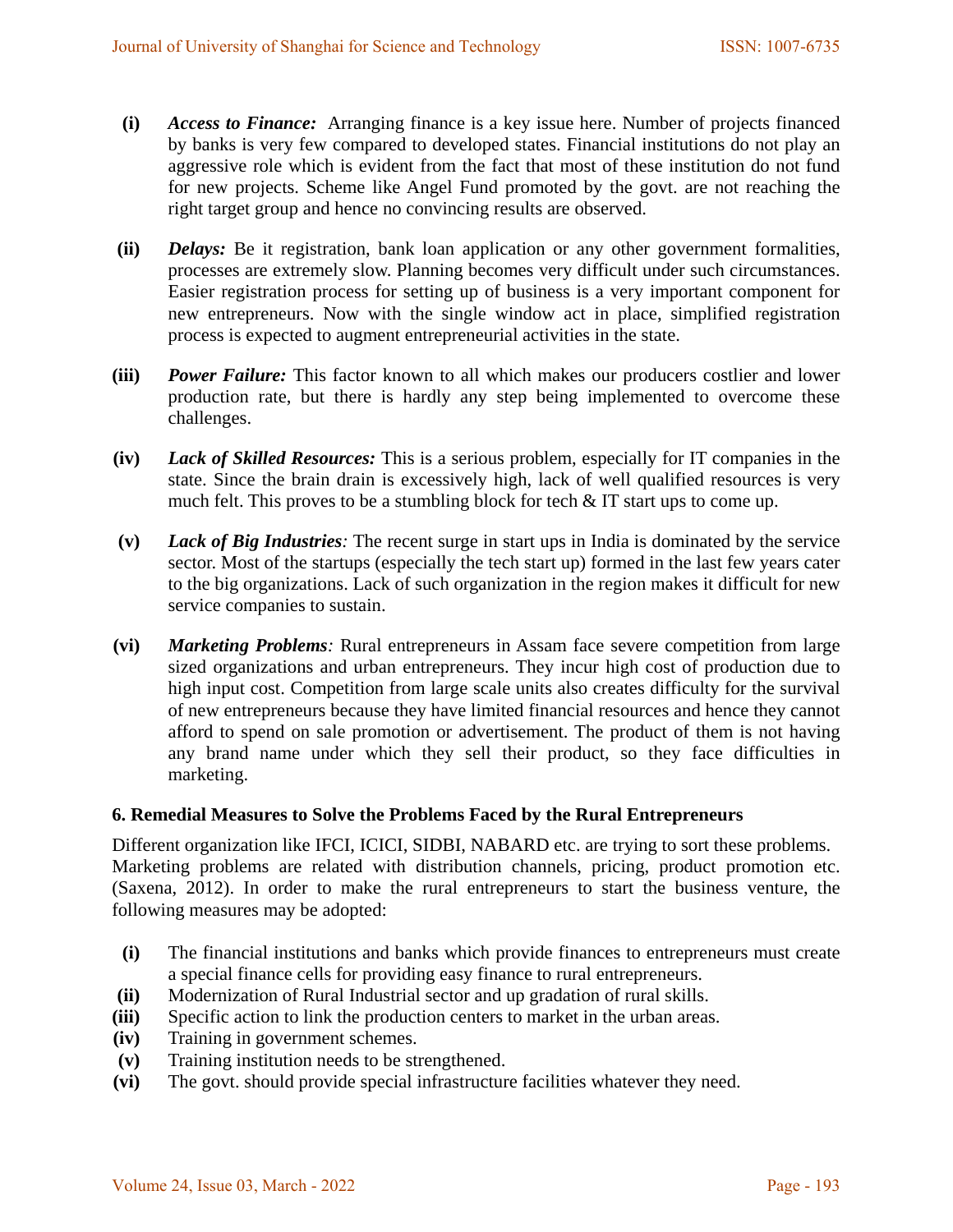(i) ***Access to Finance:*** Arranging finance is a key issue here. Number of projects financed by banks is very few compared to developed states. Financial institutions do not play an aggressive role which is evident from the fact that most of these institution do not fund for new projects. Scheme like Angel Fund promoted by the govt. are not reaching the right target group and hence no convincing results are observed.

(ii) ***Delays:*** Be it registration, bank loan application or any other government formalities, processes are extremely slow. Planning becomes very difficult under such circumstances. Easier registration process for setting up of business is a very important component for new entrepreneurs. Now with the single window act in place, simplified registration process is expected to augment entrepreneurial activities in the state.

(iii) ***Power Failure:*** This factor known to all which makes our producers costlier and lower production rate, but there is hardly any step being implemented to overcome these challenges.

(iv) ***Lack of Skilled Resources:*** This is a serious problem, especially for IT companies in the state. Since the brain drain is excessively high, lack of well qualified resources is very much felt. This proves to be a stumbling block for tech & IT start ups to come up.

(v) ***Lack of Big Industries**:* The recent surge in start ups in India is dominated by the service sector. Most of the startups (especially the tech start up) formed in the last few years cater to the big organizations. Lack of such organization in the region makes it difficult for new service companies to sustain.

(vi) ***Marketing Problems**:* Rural entrepreneurs in Assam face severe competition from large sized organizations and urban entrepreneurs. They incur high cost of production due to high input cost. Competition from large scale units also creates difficulty for the survival of new entrepreneurs because they have limited financial resources and hence they cannot afford to spend on sale promotion or advertisement. The product of them is not having any brand name under which they sell their product, so they face difficulties in marketing.

## 6. Remedial Measures to Solve the Problems Faced by the Rural Entrepreneurs

Different organization like IFCI, ICICI, SIDBI, NABARD etc. are trying to sort these problems. Marketing problems are related with distribution channels, pricing, product promotion etc. (Saxena, 2012). In order to make the rural entrepreneurs to start the business venture, the following measures may be adopted:

(i) The financial institutions and banks which provide finances to entrepreneurs must create a special finance cells for providing easy finance to rural entrepreneurs.
(ii) Modernization of Rural Industrial sector and up gradation of rural skills.
(iii) Specific action to link the production centers to market in the urban areas.
(iv) Training in government schemes.
(v) Training institution needs to be strengthened.
(vi) The govt. should provide special infrastructure facilities whatever they need.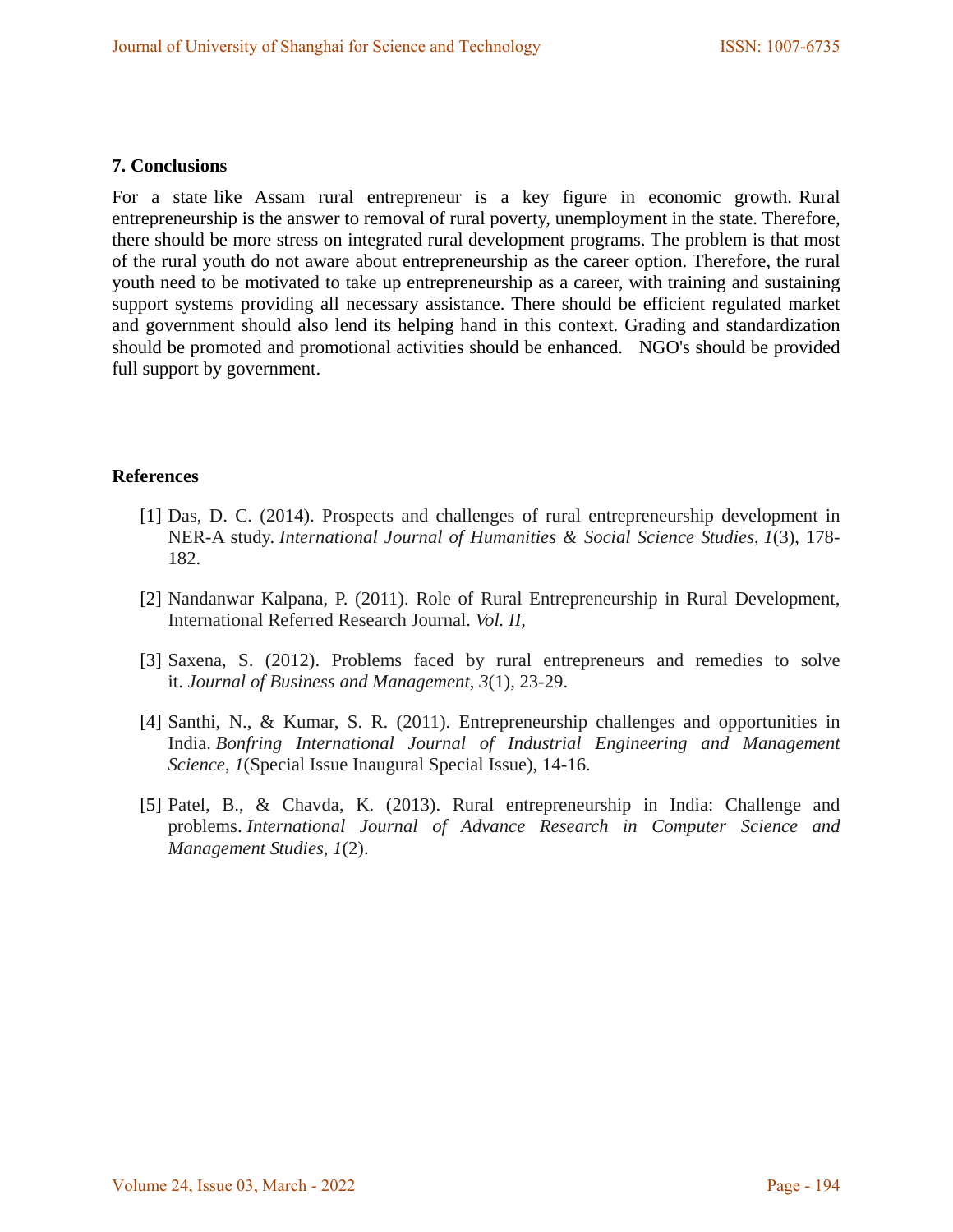## 7. Conclusions

For a state like Assam rural entrepreneur is a key figure in economic growth. Rural entrepreneurship is the answer to removal of rural poverty, unemployment in the state. Therefore, there should be more stress on integrated rural development programs. The problem is that most of the rural youth do not aware about entrepreneurship as the career option. Therefore, the rural youth need to be motivated to take up entrepreneurship as a career, with training and sustaining support systems providing all necessary assistance. There should be efficient regulated market and government should also lend its helping hand in this context. Grading and standardization should be promoted and promotional activities should be enhanced. NGO's should be provided full support by government.

## References

[1] Das, D. C. (2014). Prospects and challenges of rural entrepreneurship development in NER-A study. *International Journal of Humanities & Social Science Studies*, *1*(3), 178-182.

[2] Nandanwar Kalpana, P. (2011). Role of Rural Entrepreneurship in Rural Development, International Referred Research Journal. *Vol. II,*

[3] Saxena, S. (2012). Problems faced by rural entrepreneurs and remedies to solve it. *Journal of Business and Management*, *3*(1), 23-29.

[4] Santhi, N., & Kumar, S. R. (2011). Entrepreneurship challenges and opportunities in India. *Bonfring International Journal of Industrial Engineering and Management Science*, *1*(Special Issue Inaugural Special Issue), 14-16.

[5] Patel, B., & Chavda, K. (2013). Rural entrepreneurship in India: Challenge and problems. *International Journal of Advance Research in Computer Science and Management Studies*, *1*(2).